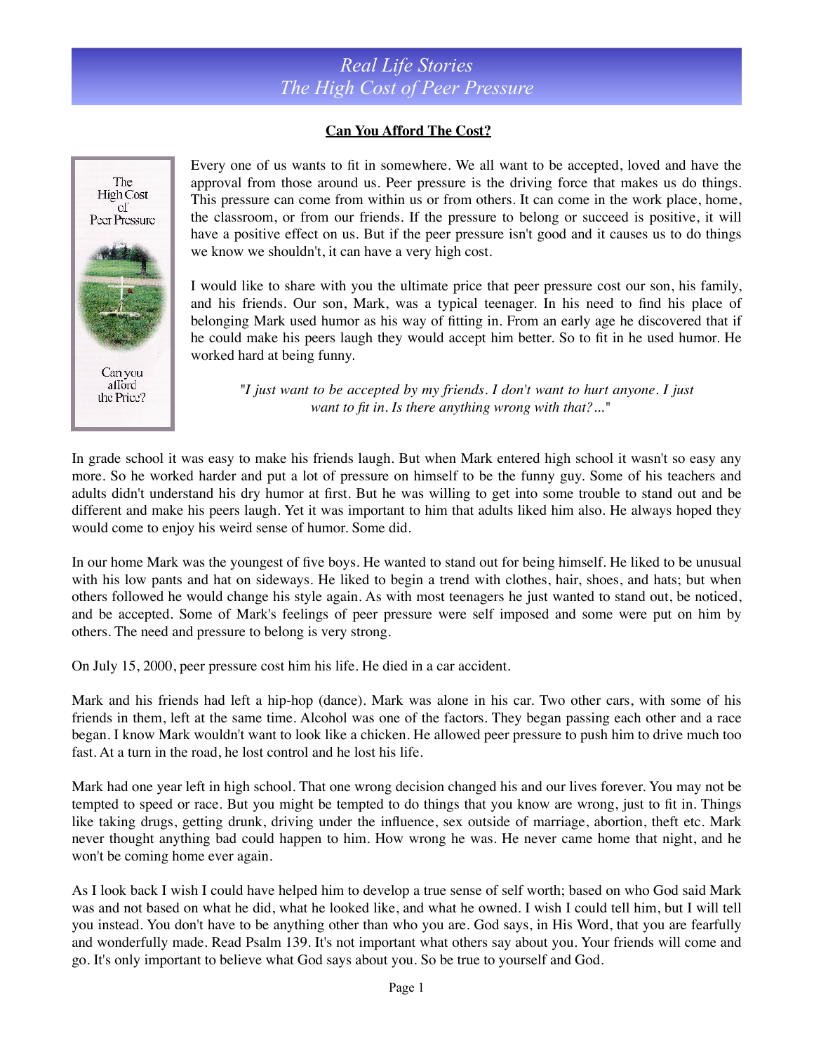# Real Life Stories
# The High Cost of Peer Pressure

**Can You Afford The Cost?**

Every one of us wants to fit in somewhere. We all want to be accepted, loved and have the approval from those around us. Peer pressure is the driving force that makes us do things. This pressure can come from within us or from others. It can come in the work place, home, the classroom, or from our friends. If the pressure to belong or succeed is positive, it will have a positive effect on us. But if the peer pressure isn't good and it causes us to do things we know we shouldn't, it can have a very high cost.

I would like to share with you the ultimate price that peer pressure cost our son, his family, and his friends. Our son, Mark, was a typical teenager. In his need to find his place of belonging Mark used humor as his way of fitting in. From an early age he discovered that if he could make his peers laugh they would accept him better. So to fit in he used humor. He worked hard at being funny.

*"I just want to be accepted by my friends. I don't want to hurt anyone. I just want to fit in. Is there anything wrong with that?..."*

In grade school it was easy to make his friends laugh. But when Mark entered high school it wasn't so easy any more. So he worked harder and put a lot of pressure on himself to be the funny guy. Some of his teachers and adults didn't understand his dry humor at first. But he was willing to get into some trouble to stand out and be different and make his peers laugh. Yet it was important to him that adults liked him also. He always hoped they would come to enjoy his weird sense of humor. Some did.

In our home Mark was the youngest of five boys. He wanted to stand out for being himself. He liked to be unusual with his low pants and hat on sideways. He liked to begin a trend with clothes, hair, shoes, and hats; but when others followed he would change his style again. As with most teenagers he just wanted to stand out, be noticed, and be accepted. Some of Mark's feelings of peer pressure were self imposed and some were put on him by others. The need and pressure to belong is very strong.

On July 15, 2000, peer pressure cost him his life. He died in a car accident.

Mark and his friends had left a hip-hop (dance). Mark was alone in his car. Two other cars, with some of his friends in them, left at the same time. Alcohol was one of the factors. They began passing each other and a race began. I know Mark wouldn't want to look like a chicken. He allowed peer pressure to push him to drive much too fast. At a turn in the road, he lost control and he lost his life.

Mark had one year left in high school. That one wrong decision changed his and our lives forever. You may not be tempted to speed or race. But you might be tempted to do things that you know are wrong, just to fit in. Things like taking drugs, getting drunk, driving under the influence, sex outside of marriage, abortion, theft etc. Mark never thought anything bad could happen to him. How wrong he was. He never came home that night, and he won't be coming home ever again.

As I look back I wish I could have helped him to develop a true sense of self worth; based on who God said Mark was and not based on what he did, what he looked like, and what he owned. I wish I could tell him, but I will tell you instead. You don't have to be anything other than who you are. God says, in His Word, that you are fearfully and wonderfully made. Read Psalm 139. It's not important what others say about you. Your friends will come and go. It's only important to believe what God says about you. So be true to yourself and God.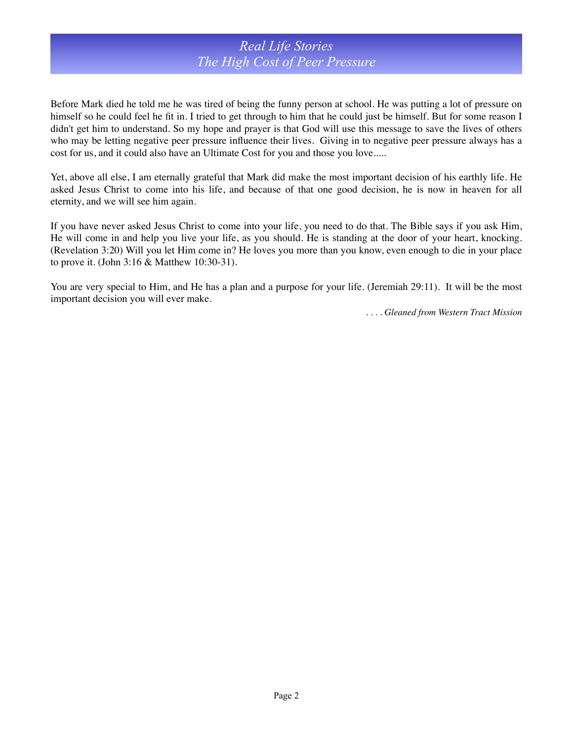# *Real Life Stories*
# *The High Cost of Peer Pressure*

Before Mark died he told me he was tired of being the funny person at school. He was putting a lot of pressure on himself so he could feel he fit in. I tried to get through to him that he could just be himself. But for some reason I didn't get him to understand. So my hope and prayer is that God will use this message to save the lives of others who may be letting negative peer pressure influence their lives. Giving in to negative peer pressure always has a cost for us, and it could also have an Ultimate Cost for you and those you love.....

Yet, above all else, I am eternally grateful that Mark did make the most important decision of his earthly life. He asked Jesus Christ to come into his life, and because of that one good decision, he is now in heaven for all eternity, and we will see him again.

If you have never asked Jesus Christ to come into your life, you need to do that. The Bible says if you ask Him, He will come in and help you live your life, as you should. He is standing at the door of your heart, knocking. (Revelation 3:20) Will you let Him come in? He loves you more than you know, even enough to die in your place to prove it. (John 3:16 & Matthew 10:30-31).

You are very special to Him, and He has a plan and a purpose for your life. (Jeremiah 29:11). It will be the most important decision you will ever make.

. . . . *Gleaned from Western Tract Mission*